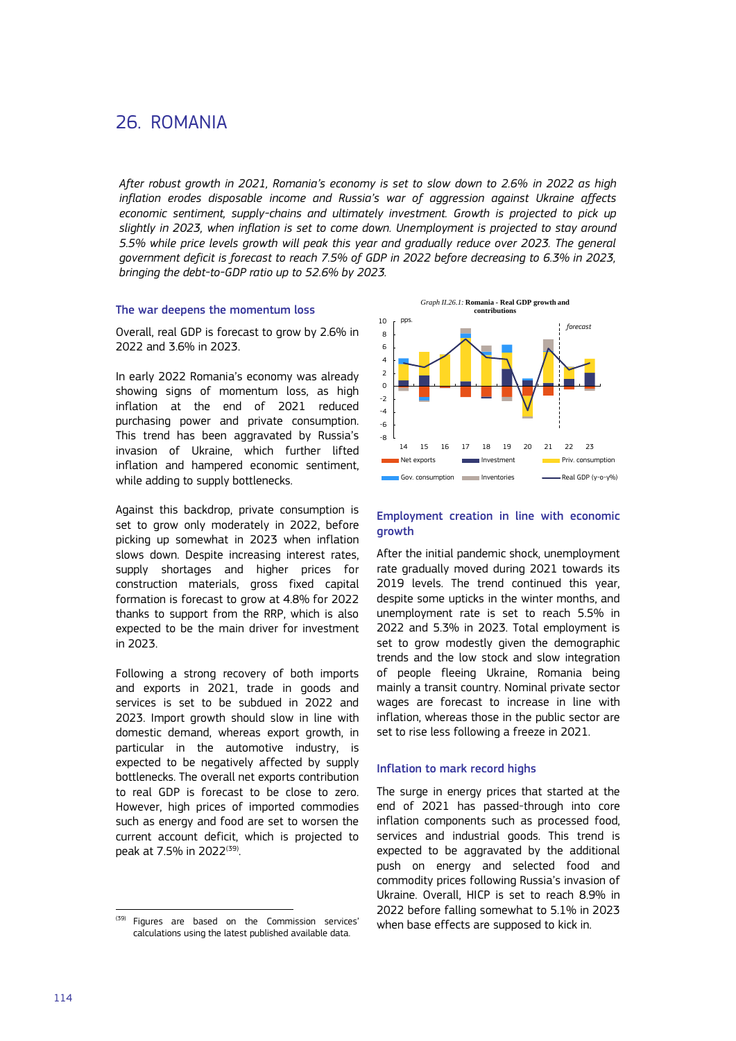# 26. ROMANIA

*After robust growth in 2021, Romania's economy is set to slow down to 2.6% in 2022 as high inflation erodes disposable income and Russia's war of aggression against Ukraine affects economic sentiment, supply-chains and ultimately investment. Growth is projected to pick up slightly in 2023, when inflation is set to come down. Unemployment is projected to stay around 5.5% while price levels growth will peak this year and gradually reduce over 2023. The general government deficit is forecast to reach 7.5% of GDP in 2022 before decreasing to 6.3% in 2023, bringing the debt-to-GDP ratio up to 52.6% by 2023.*

### The war deepens the momentum loss

Overall, real GDP is forecast to grow by 2.6% in 2022 and 3.6% in 2023.

In early 2022 Romania's economy was already showing signs of momentum loss, as high inflation at the end of 2021 reduced purchasing power and private consumption. This trend has been aggravated by Russia's invasion of Ukraine, which further lifted inflation and hampered economic sentiment, while adding to supply bottlenecks.

Against this backdrop, private consumption is set to grow only moderately in 2022, before picking up somewhat in 2023 when inflation slows down. Despite increasing interest rates, supply shortages and higher prices for construction materials, gross fixed capital formation is forecast to grow at 4.8% for 2022 thanks to support from the RRP, which is also expected to be the main driver for investment in 2023.

Following a strong recovery of both imports and exports in 2021, trade in goods and services is set to be subdued in 2022 and 2023. Import growth should slow in line with domestic demand, whereas export growth, in particular in the automotive industry, is expected to be negatively affected by supply bottlenecks. The overall net exports contribution to real GDP is forecast to be close to zero. However, high prices of imported commodities such as energy and food are set to worsen the current account deficit, which is projected to peak at 7.5% in 2022[39].

[39] Figures are based on the Commission services' calculations using the latest published available data.

*Graph II.26.1:* **Romania - Real GDP growth and contributions**

### Employment creation in line with economic growth

After the initial pandemic shock, unemployment rate gradually moved during 2021 towards its 2019 levels. The trend continued this year, despite some upticks in the winter months, and unemployment rate is set to reach 5.5% in 2022 and 5.3% in 2023. Total employment is set to grow modestly given the demographic trends and the low stock and slow integration of people fleeing Ukraine, Romania being mainly a transit country. Nominal private sector wages are forecast to increase in line with inflation, whereas those in the public sector are set to rise less following a freeze in 2021.

### Inflation to mark record highs

The surge in energy prices that started at the end of 2021 has passed-through into core inflation components such as processed food, services and industrial goods. This trend is expected to be aggravated by the additional push on energy and selected food and commodity prices following Russia's invasion of Ukraine. Overall, HICP is set to reach 8.9% in 2022 before falling somewhat to 5.1% in 2023 when base effects are supposed to kick in.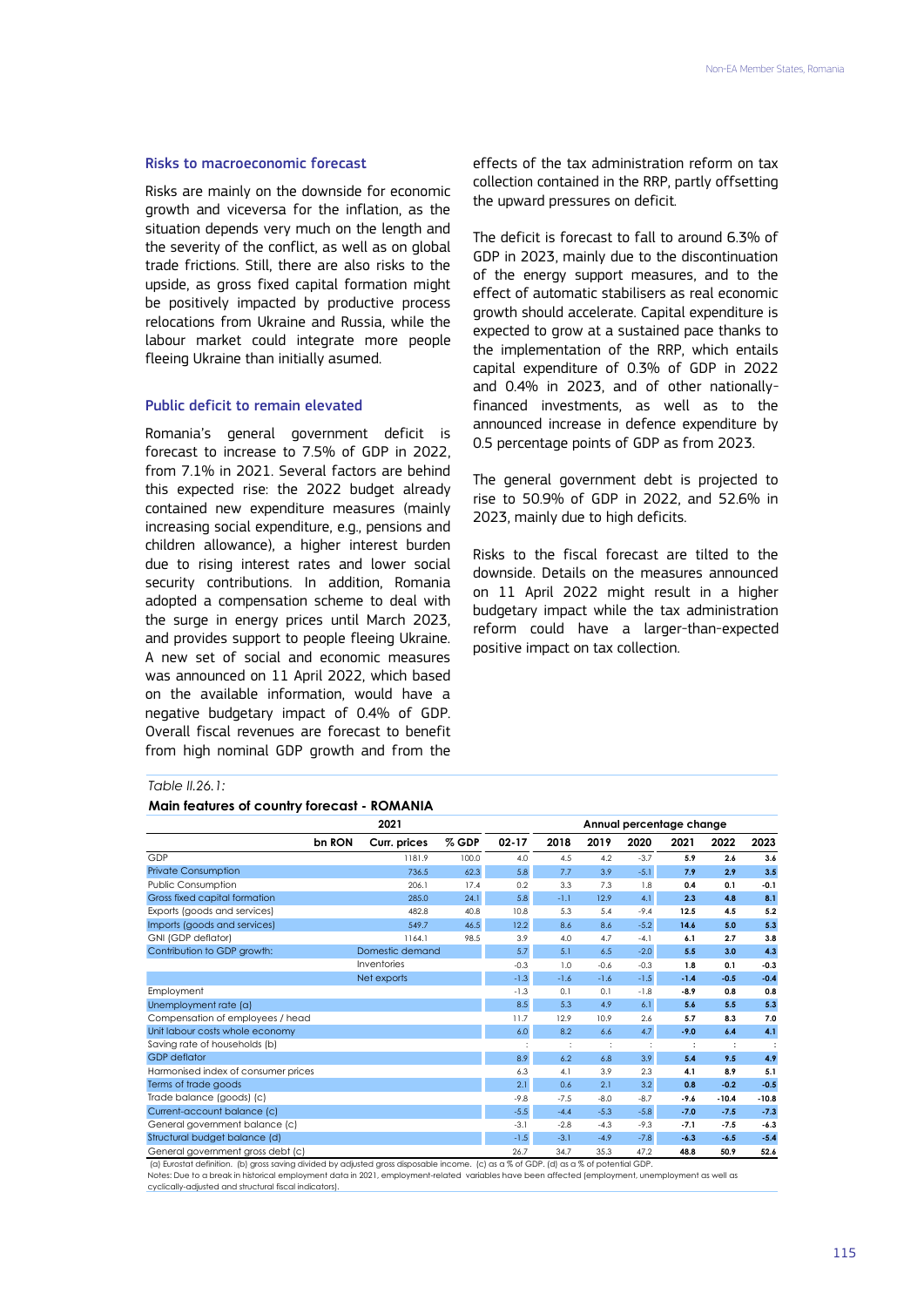### Risks to macroeconomic forecast

Risks are mainly on the downside for economic growth and viceversa for the inflation, as the situation depends very much on the length and the severity of the conflict, as well as on global trade frictions. Still, there are also risks to the upside, as gross fixed capital formation might be positively impacted by productive process relocations from Ukraine and Russia, while the labour market could integrate more people fleeing Ukraine than initially asumed.

### Public deficit to remain elevated

Romania's general government deficit is forecast to increase to 7.5% of GDP in 2022, from 7.1% in 2021. Several factors are behind this expected rise: the 2022 budget already contained new expenditure measures (mainly increasing social expenditure, e.g., pensions and children allowance), a higher interest burden due to rising interest rates and lower social security contributions. In addition, Romania adopted a compensation scheme to deal with the surge in energy prices until March 2023, and provides support to people fleeing Ukraine. A new set of social and economic measures was announced on 11 April 2022, which based on the available information, would have a negative budgetary impact of 0.4% of GDP. Overall fiscal revenues are forecast to benefit from high nominal GDP growth and from the effects of the tax administration reform on tax collection contained in the RRP, partly offsetting the upward pressures on deficit.

The deficit is forecast to fall to around 6.3% of GDP in 2023, mainly due to the discontinuation of the energy support measures, and to the effect of automatic stabilisers as real economic growth should accelerate. Capital expenditure is expected to grow at a sustained pace thanks to the implementation of the RRP, which entails capital expenditure of 0.3% of GDP in 2022 and 0.4% in 2023, and of other nationally-financed investments, as well as to the announced increase in defence expenditure by 0.5 percentage points of GDP as from 2023.

The general government debt is projected to rise to 50.9% of GDP in 2022, and 52.6% in 2023, mainly due to high deficits.

Risks to the fiscal forecast are tilted to the downside. Details on the measures announced on 11 April 2022 might result in a higher budgetary impact while the tax administration reform could have a larger-than-expected positive impact on tax collection.

*Table II.26.1:*

**Main features of country forecast - ROMANIA**

| | 2021 | | | Annual percentage change | | | | | | |
|---|---|---|---|---|---|---|---|---|---|---|
| | bn RON Curr. prices | | % GDP | 02-17 | 2018 | 2019 | 2020 | 2021 | 2022 | 2023 |
| GDP | 1181.9 | | 100.0 | 4.0 | 4.5 | 4.2 | -3.7 | **5.9** | **2.6** | **3.6** |
| Private Consumption | 736.5 | | 62.3 | 5.8 | 7.7 | 3.9 | -5.1 | **7.9** | **2.9** | **3.5** |
| Public Consumption | 206.1 | | 17.4 | 0.2 | 3.3 | 7.3 | 1.8 | **0.4** | **0.1** | **-0.1** |
| Gross fixed capital formation | 285.0 | | 24.1 | 5.8 | -1.1 | 12.9 | 4.1 | **2.3** | **4.8** | **8.1** |
| Exports (goods and services) | 482.8 | | 40.8 | 10.8 | 5.3 | 5.4 | -9.4 | **12.5** | **4.5** | **5.2** |
| Imports (goods and services) | 549.7 | | 46.5 | 12.2 | 8.6 | 8.6 | -5.2 | **14.6** | **5.0** | **5.3** |
| GNI (GDP deflator) | 1164.1 | | 98.5 | 3.9 | 4.0 | 4.7 | -4.1 | **6.1** | **2.7** | **3.8** |
| Contribution to GDP growth: | Domestic demand | | | 5.7 | 5.1 | 6.5 | -2.0 | **5.5** | **3.0** | **4.3** |
| | Inventories | | | -0.3 | 1.0 | -0.6 | -0.3 | **1.8** | **0.1** | **-0.3** |
| | Net exports | | | -1.3 | -1.6 | -1.6 | -1.5 | **-1.4** | **-0.5** | **-0.4** |
| Employment | | | | -1.3 | 0.1 | 0.1 | -1.8 | **-8.9** | **0.8** | **0.8** |
| Unemployment rate (a) | | | | 8.5 | 5.3 | 4.9 | 6.1 | **5.6** | **5.5** | **5.3** |
| Compensation of employees / head | | | | 11.7 | 12.9 | 10.9 | 2.6 | **5.7** | **8.3** | **7.0** |
| Unit labour costs whole economy | | | | 6.0 | 8.2 | 6.6 | 4.7 | **-9.0** | **6.4** | **4.1** |
| Saving rate of households (b) | | | | : | : | : | : | **:** | **:** | **:** |
| GDP deflator | | | | 8.9 | 6.2 | 6.8 | 3.9 | **5.4** | **9.5** | **4.9** |
| Harmonised index of consumer prices | | | | 6.3 | 4.1 | 3.9 | 2.3 | **4.1** | **8.9** | **5.1** |
| Terms of trade goods | | | | 2.1 | 0.6 | 2.1 | 3.2 | **0.8** | **-0.2** | **-0.5** |
| Trade balance (goods) (c) | | | | -9.8 | -7.5 | -8.0 | -8.7 | **-9.6** | **-10.4** | **-10.8** |
| Current-account balance (c) | | | | -5.5 | -4.4 | -5.3 | -5.8 | **-7.0** | **-7.5** | **-7.3** |
| General government balance (c) | | | | -3.1 | -2.8 | -4.3 | -9.3 | **-7.1** | **-7.5** | **-6.3** |
| Structural budget balance (d) | | | | -1.5 | -3.1 | -4.9 | -7.8 | **-6.3** | **-6.5** | **-5.4** |
| General government gross debt (c) | | | | 26.7 | 34.7 | 35.3 | 47.2 | **48.8** | **50.9** | **52.6** |

(a) Eurostat definition. (b) gross saving divided by adjusted gross disposable income. (c) as a % of GDP. (d) as a % of potential GDP.
Notes: Due to a break in historical employment data in 2021, employment-related variables have been affected (employment, unemployment as well as cyclically-adjusted and structural fiscal indicators).